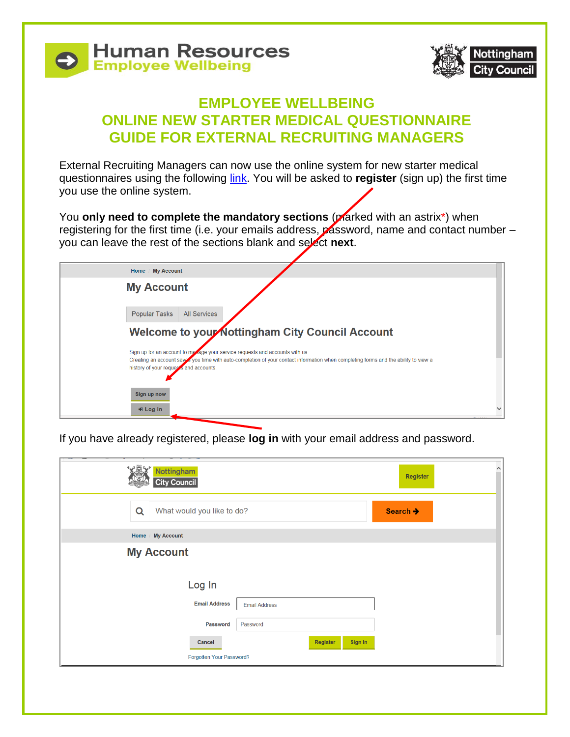# Human Resources
## Employee Wellbeing

Nottingham City Council

# EMPLOYEE WELLBEING
# ONLINE NEW STARTER MEDICAL QUESTIONNAIRE
# GUIDE FOR EXTERNAL RECRUITING MANAGERS

External Recruiting Managers can now use the online system for new starter medical questionnaires using the following link. You will be asked to **register** (sign up) the first time you use the online system.

You **only need to complete the mandatory sections** (marked with an astrix*) when registering for the first time (i.e. your emails address, password, name and contact number – you can leave the rest of the sections blank and select **next**.

Home / My Account

My Account

Popular Tasks | All Services

Welcome to your Nottingham City Council Account

Sign up for an account to manage your service requests and accounts with us.
Creating an account saves you time with auto-completion of your contact information when completing forms and the ability to view a history of your requests and accounts.

Sign up now

Log in

If you have already registered, please **log in** with your email address and password.

Nottingham City Council | Register

What would you like to do? | Search

Home / My Account

My Account

Log In

Email Address: Email Address

Password: Password

Cancel | Register | Sign In

Forgotten Your Password?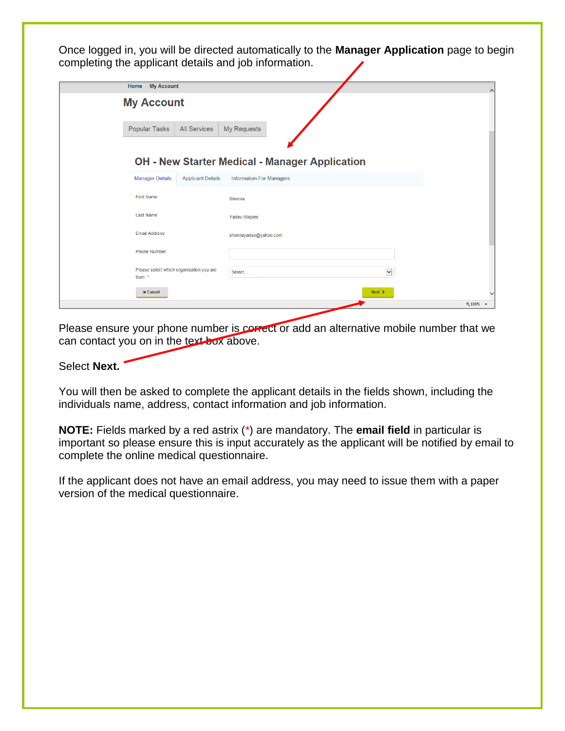Once logged in, you will be directed automatically to the **Manager Application** page to begin completing the applicant details and job information.

Please ensure your phone number is correct or add an alternative mobile number that we can contact you on in the text box above.

Select **Next.**

You will then be asked to complete the applicant details in the fields shown, including the individuals name, address, contact information and job information.

**NOTE:** Fields marked by a red astrix (*) are mandatory. The **email field** in particular is important so please ensure this is input accurately as the applicant will be notified by email to complete the online medical questionnaire.

If the applicant does not have an email address, you may need to issue them with a paper version of the medical questionnaire.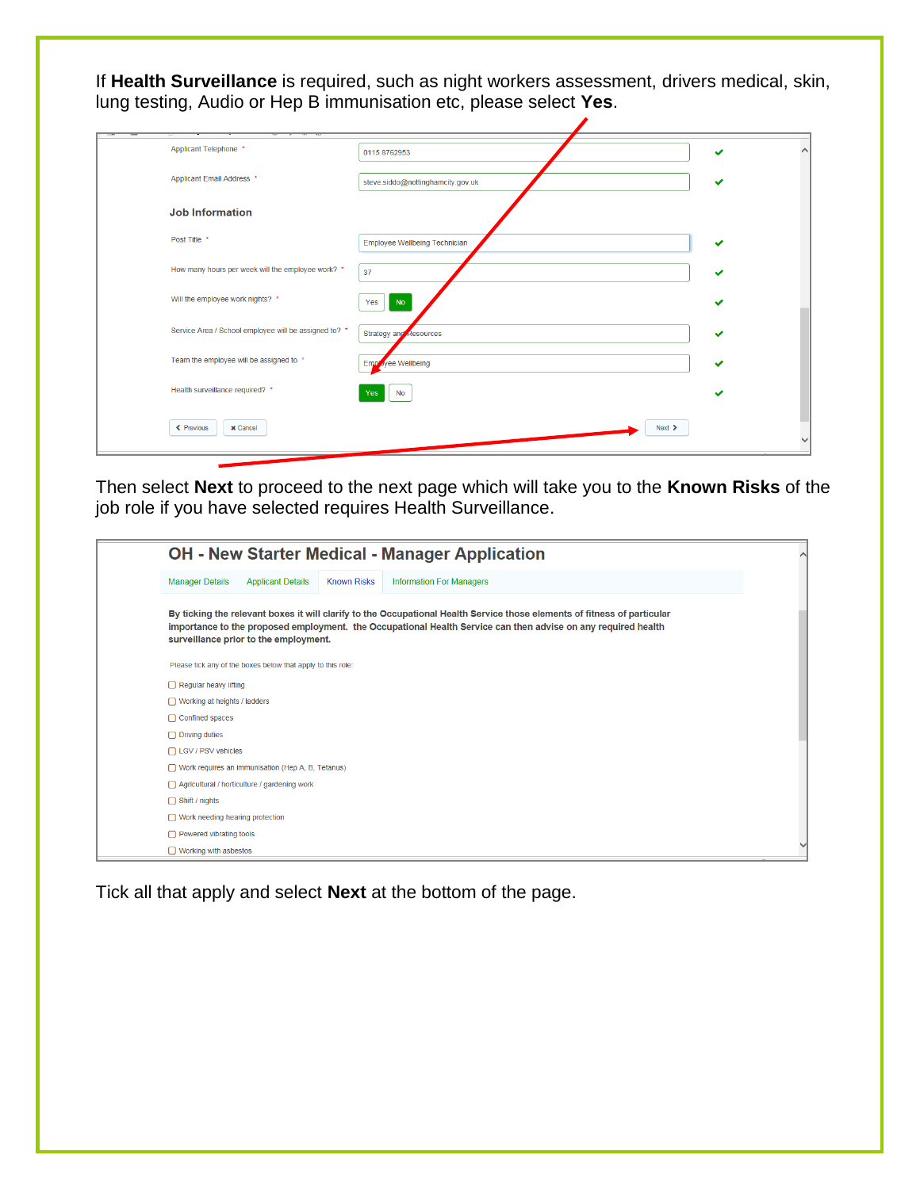If **Health Surveillance** is required, such as night workers assessment, drivers medical, skin, lung testing, Audio or Hep B immunisation etc, please select **Yes**.

Applicant Telephone *  0115 8762953

Applicant Email Address *  steve.siddo@nottinghamcity.gov.uk

**Job Information**

Post Title *  Employee Wellbeing Technician

How many hours per week will the employee work? *  37

Will the employee work nights? *  Yes  No

Service Area / School employee will be assigned to? *  Strategy and Resources

Team the employee will be assigned to *  Employee Wellbeing

Health surveillance required? *  Yes  No

Previous  Cancel  Next

Then select **Next** to proceed to the next page which will take you to the **Known Risks** of the job role if you have selected requires Health Surveillance.

**OH - New Starter Medical - Manager Application**

Manager Details  Applicant Details  Known Risks  Information For Managers

**By ticking the relevant boxes it will clarify to the Occupational Health Service those elements of fitness of particular importance to the proposed employment. the Occupational Health Service can then advise on any required health surveillance prior to the employment.**

Please tick any of the boxes below that apply to this role:

- ☐ Regular heavy lifting
- ☐ Working at heights / ladders
- ☐ Confined spaces
- ☐ Driving duties
- ☐ LGV / PSV vehicles
- ☐ Work requires an immunisation (Hep A, B, Tetanus)
- ☐ Agricultural / horticulture / gardening work
- ☐ Shift / nights
- ☐ Work needing hearing protection
- ☐ Powered vibrating tools
- ☐ Working with asbestos

Tick all that apply and select **Next** at the bottom of the page.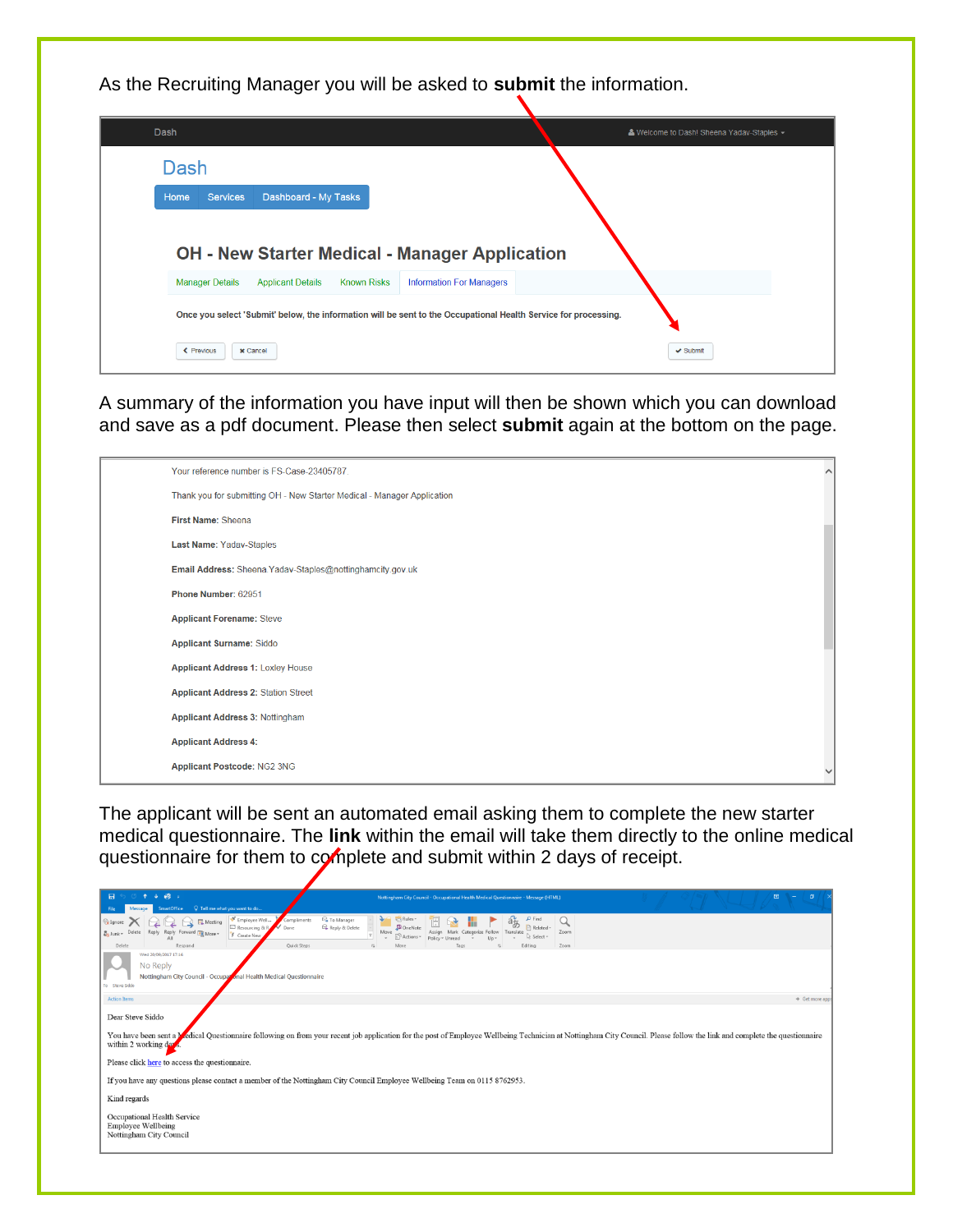As the Recruiting Manager you will be asked to **submit** the information.

Dash

Dash

Home | Services | Dashboard - My Tasks

## OH - New Starter Medical - Manager Application

Manager Details | Applicant Details | Known Risks | Information For Managers

Once you select 'Submit' below, the information will be sent to the Occupational Health Service for processing.

Previous | Cancel | Submit

A summary of the information you have input will then be shown which you can download and save as a pdf document. Please then select **submit** again at the bottom on the page.

Your reference number is FS-Case-23405787.

Thank you for submitting OH - New Starter Medical - Manager Application

**First Name:** Sheena

**Last Name:** Yadav-Staples

**Email Address:** Sheena.Yadav-Staples@nottinghamcity.gov.uk

**Phone Number:** 62951

**Applicant Forename:** Steve

**Applicant Surname:** Siddo

**Applicant Address 1:** Loxley House

**Applicant Address 2:** Station Street

**Applicant Address 3:** Nottingham

**Applicant Address 4:**

**Applicant Postcode:** NG2 3NG

The applicant will be sent an automated email asking them to complete the new starter medical questionnaire. The **link** within the email will take them directly to the online medical questionnaire for them to complete and submit within 2 days of receipt.

No Reply

Nottingham City Council - Occupational Health Medical Questionnaire

Dear Steve Siddo

You have been sent a Medical Questionnaire following on from your recent job application for the post of Employee Wellbeing Technician at Nottingham City Council. Please follow the link and complete the questionnaire within 2 working days.

Please click here to access the questionnaire.

If you have any questions please contact a member of the Nottingham City Council Employee Wellbeing Team on 0115 8762953.

Kind regards

Occupational Health Service
Employee Wellbeing
Nottingham City Council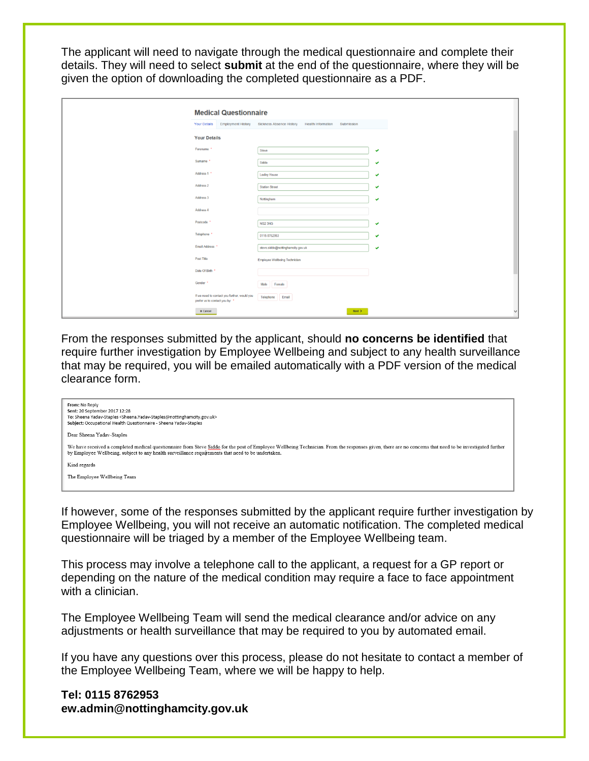The applicant will need to navigate through the medical questionnaire and complete their details. They will need to select **submit** at the end of the questionnaire, where they will be given the option of downloading the completed questionnaire as a PDF.

From the responses submitted by the applicant, should **no concerns be identified** that require further investigation by Employee Wellbeing and subject to any health surveillance that may be required, you will be emailed automatically with a PDF version of the medical clearance form.

**From:** No Reply
**Sent:** 20 September 2017 12:28
**To:** Sheena Yadav-Staples <Sheena.Yadav-Staples@nottinghamcity.gov.uk>
**Subject:** Occupational Health Questionnaire - Sheena Yadav-Staples

Dear Sheena Yadav-Staples

We have received a completed medical questionnaire from Steve Siddo for the post of Employee Wellbeing Technician. From the responses given, there are no concerns that need to be investigated further by Employee Wellbeing, subject to any health surveillance requirements that need to be undertaken.

Kind regards

The Employee Wellbeing Team

If however, some of the responses submitted by the applicant require further investigation by Employee Wellbeing, you will not receive an automatic notification. The completed medical questionnaire will be triaged by a member of the Employee Wellbeing team.

This process may involve a telephone call to the applicant, a request for a GP report or depending on the nature of the medical condition may require a face to face appointment with a clinician.

The Employee Wellbeing Team will send the medical clearance and/or advice on any adjustments or health surveillance that may be required to you by automated email.

If you have any questions over this process, please do not hesitate to contact a member of the Employee Wellbeing Team, where we will be happy to help.

**Tel: 0115 8762953**
**ew.admin@nottinghamcity.gov.uk**